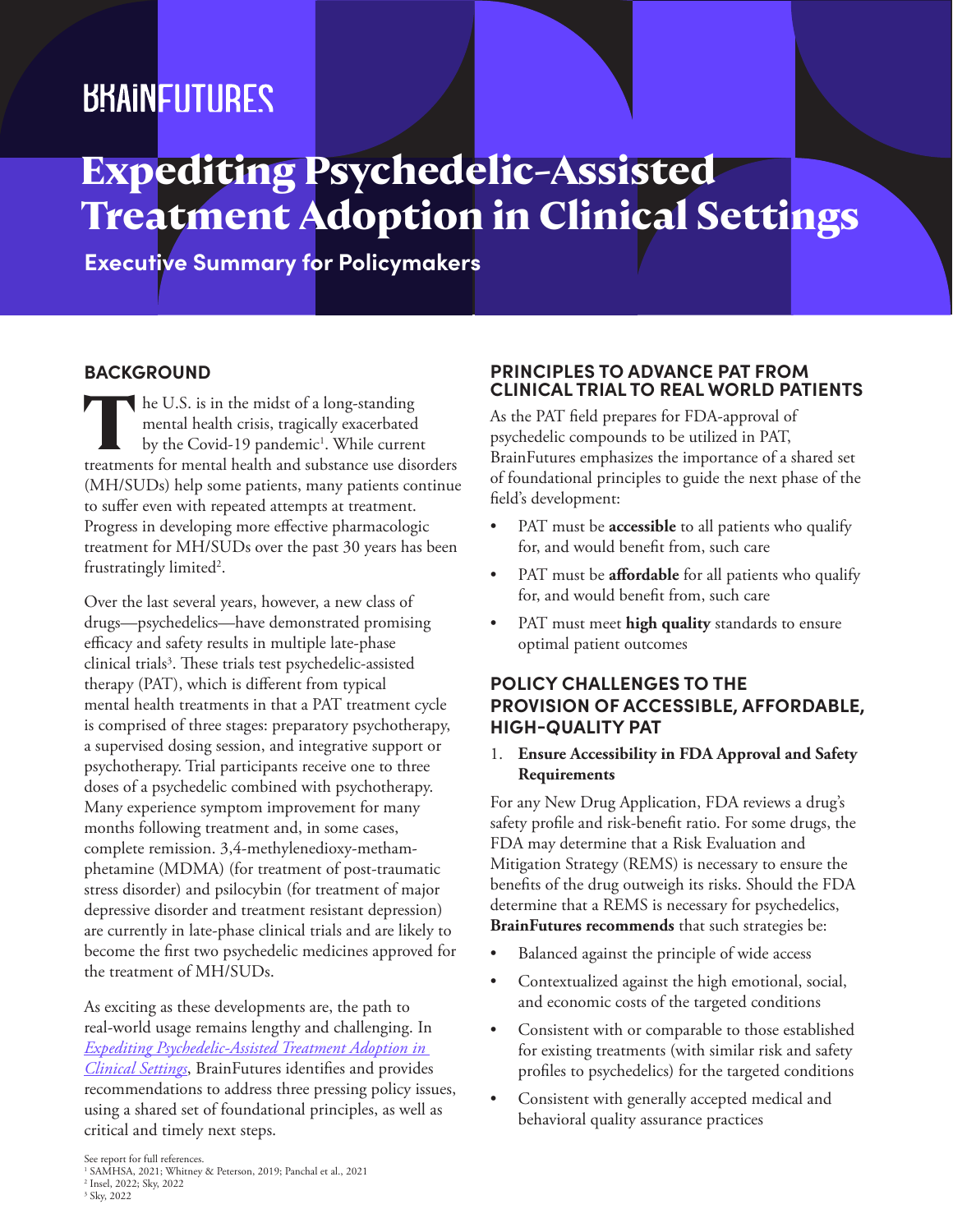BRAINFUTURES

# Expediting Psychedelic-Assisted Treatment Adoption in Clinical Settings

**Executive Summary for Policymakers**

## BACKGROUND

The U.S. is in the midst of a long-standing mental health crisis, tragically exacerbated by the Covid-19 pandemic[1]. While current treatments for mental health and substance use disorders (MH/SUDs) help some patients, many patients continue to suffer even with repeated attempts at treatment. Progress in developing more effective pharmacologic treatment for MH/SUDs over the past 30 years has been frustratingly limited[2].

Over the last several years, however, a new class of drugs—psychedelics—have demonstrated promising efficacy and safety results in multiple late-phase clinical trials[3]. These trials test psychedelic-assisted therapy (PAT), which is different from typical mental health treatments in that a PAT treatment cycle is comprised of three stages: preparatory psychotherapy, a supervised dosing session, and integrative support or psychotherapy. Trial participants receive one to three doses of a psychedelic combined with psychotherapy. Many experience symptom improvement for many months following treatment and, in some cases, complete remission. 3,4-methylenedioxy-methamphetamine (MDMA) (for treatment of post-traumatic stress disorder) and psilocybin (for treatment of major depressive disorder and treatment resistant depression) are currently in late-phase clinical trials and are likely to become the first two psychedelic medicines approved for the treatment of MH/SUDs.

As exciting as these developments are, the path to real-world usage remains lengthy and challenging. In *Expediting Psychedelic-Assisted Treatment Adoption in Clinical Settings*, BrainFutures identifies and provides recommendations to address three pressing policy issues, using a shared set of foundational principles, as well as critical and timely next steps.

See report for full references.
[1] SAMHSA, 2021; Whitney & Peterson, 2019; Panchal et al., 2021
[2] Insel, 2022; Sky, 2022
[3] Sky, 2022

## PRINCIPLES TO ADVANCE PAT FROM CLINICAL TRIAL TO REAL WORLD PATIENTS

As the PAT field prepares for FDA-approval of psychedelic compounds to be utilized in PAT, BrainFutures emphasizes the importance of a shared set of foundational principles to guide the next phase of the field's development:

- PAT must be **accessible** to all patients who qualify for, and would benefit from, such care
- PAT must be **affordable** for all patients who qualify for, and would benefit from, such care
- PAT must meet **high quality** standards to ensure optimal patient outcomes

## POLICY CHALLENGES TO THE PROVISION OF ACCESSIBLE, AFFORDABLE, HIGH-QUALITY PAT

1. **Ensure Accessibility in FDA Approval and Safety Requirements**

For any New Drug Application, FDA reviews a drug's safety profile and risk-benefit ratio. For some drugs, the FDA may determine that a Risk Evaluation and Mitigation Strategy (REMS) is necessary to ensure the benefits of the drug outweigh its risks. Should the FDA determine that a REMS is necessary for psychedelics, **BrainFutures recommends** that such strategies be:

- Balanced against the principle of wide access
- Contextualized against the high emotional, social, and economic costs of the targeted conditions
- Consistent with or comparable to those established for existing treatments (with similar risk and safety profiles to psychedelics) for the targeted conditions
- Consistent with generally accepted medical and behavioral quality assurance practices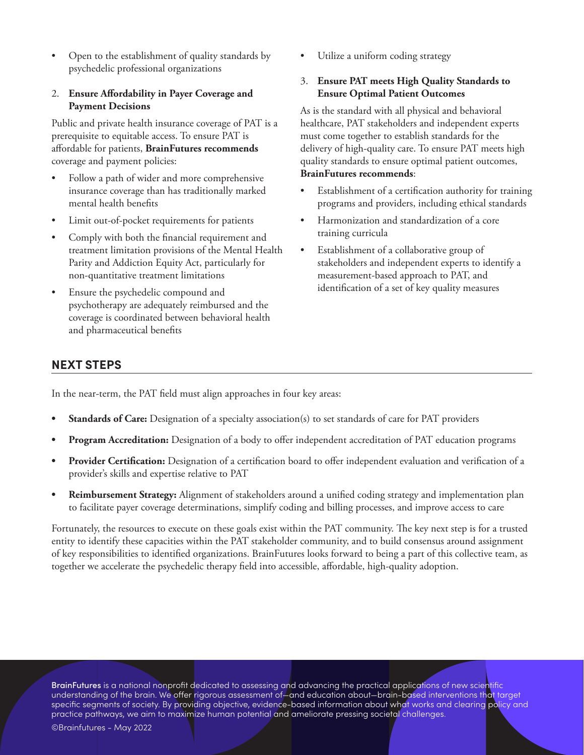- Open to the establishment of quality standards by psychedelic professional organizations

2. **Ensure Affordability in Payer Coverage and Payment Decisions**

Public and private health insurance coverage of PAT is a prerequisite to equitable access. To ensure PAT is affordable for patients, **BrainFutures recommends** coverage and payment policies:

- Follow a path of wider and more comprehensive insurance coverage than has traditionally marked mental health benefits
- Limit out-of-pocket requirements for patients
- Comply with both the financial requirement and treatment limitation provisions of the Mental Health Parity and Addiction Equity Act, particularly for non-quantitative treatment limitations
- Ensure the psychedelic compound and psychotherapy are adequately reimbursed and the coverage is coordinated between behavioral health and pharmaceutical benefits
- Utilize a uniform coding strategy

3. **Ensure PAT meets High Quality Standards to Ensure Optimal Patient Outcomes**

As is the standard with all physical and behavioral healthcare, PAT stakeholders and independent experts must come together to establish standards for the delivery of high-quality care. To ensure PAT meets high quality standards to ensure optimal patient outcomes, **BrainFutures recommends**:

- Establishment of a certification authority for training programs and providers, including ethical standards
- Harmonization and standardization of a core training curricula
- Establishment of a collaborative group of stakeholders and independent experts to identify a measurement-based approach to PAT, and identification of a set of key quality measures

## NEXT STEPS

In the near-term, the PAT field must align approaches in four key areas:

- **Standards of Care:** Designation of a specialty association(s) to set standards of care for PAT providers
- **Program Accreditation:** Designation of a body to offer independent accreditation of PAT education programs
- **Provider Certification:** Designation of a certification board to offer independent evaluation and verification of a provider's skills and expertise relative to PAT
- **Reimbursement Strategy:** Alignment of stakeholders around a unified coding strategy and implementation plan to facilitate payer coverage determinations, simplify coding and billing processes, and improve access to care

Fortunately, the resources to execute on these goals exist within the PAT community. The key next step is for a trusted entity to identify these capacities within the PAT stakeholder community, and to build consensus around assignment of key responsibilities to identified organizations. BrainFutures looks forward to being a part of this collective team, as together we accelerate the psychedelic therapy field into accessible, affordable, high-quality adoption.

**BrainFutures** is a national nonprofit dedicated to assessing and advancing the practical applications of new scientific understanding of the brain. We offer rigorous assessment of—and education about—brain-based interventions that target specific segments of society. By providing objective, evidence-based information about what works and clearing policy and practice pathways, we aim to maximize human potential and ameliorate pressing societal challenges.

©Brainfutures - May 2022